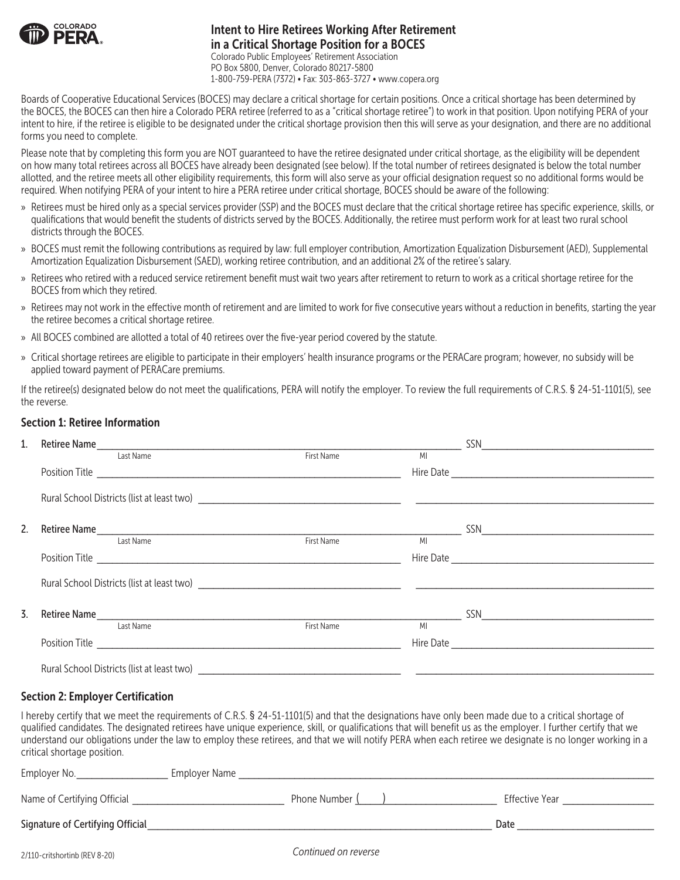COLORADO PERA

# Intent to Hire Retirees Working After Retirement in a Critical Shortage Position for a BOCES

Colorado Public Employees' Retirement Association
PO Box 5800, Denver, Colorado 80217-5800
1-800-759-PERA (7372) • Fax: 303-863-3727 • www.copera.org

Boards of Cooperative Educational Services (BOCES) may declare a critical shortage for certain positions. Once a critical shortage has been determined by the BOCES, the BOCES can then hire a Colorado PERA retiree (referred to as a "critical shortage retiree") to work in that position. Upon notifying PERA of your intent to hire, if the retiree is eligible to be designated under the critical shortage provision then this will serve as your designation, and there are no additional forms you need to complete.

Please note that by completing this form you are NOT guaranteed to have the retiree designated under critical shortage, as the eligibility will be dependent on how many total retirees across all BOCES have already been designated (see below). If the total number of retirees designated is below the total number allotted, and the retiree meets all other eligibility requirements, this form will also serve as your official designation request so no additional forms would be required. When notifying PERA of your intent to hire a PERA retiree under critical shortage, BOCES should be aware of the following:

- Retirees must be hired only as a special services provider (SSP) and the BOCES must declare that the critical shortage retiree has specific experience, skills, or qualifications that would benefit the students of districts served by the BOCES. Additionally, the retiree must perform work for at least two rural school districts through the BOCES.
- BOCES must remit the following contributions as required by law: full employer contribution, Amortization Equalization Disbursement (AED), Supplemental Amortization Equalization Disbursement (SAED), working retiree contribution, and an additional 2% of the retiree's salary.
- Retirees who retired with a reduced service retirement benefit must wait two years after retirement to return to work as a critical shortage retiree for the BOCES from which they retired.
- Retirees may not work in the effective month of retirement and are limited to work for five consecutive years without a reduction in benefits, starting the year the retiree becomes a critical shortage retiree.
- All BOCES combined are allotted a total of 40 retirees over the five-year period covered by the statute.
- Critical shortage retirees are eligible to participate in their employers' health insurance programs or the PERACare program; however, no subsidy will be applied toward payment of PERACare premiums.

If the retiree(s) designated below do not meet the qualifications, PERA will notify the employer. To review the full requirements of C.R.S. § 24-51-1101(5), see the reverse.

## Section 1: Retiree Information

1. Retiree Name ______________________ (Last Name) ______________________ (First Name) ____ (MI) SSN ______________________

   Position Title ______________________ Hire Date ______________________

   Rural School Districts (list at least two) ______________________ ______________________

2. Retiree Name ______________________ (Last Name) ______________________ (First Name) ____ (MI) SSN ______________________

   Position Title ______________________ Hire Date ______________________

   Rural School Districts (list at least two) ______________________ ______________________

3. Retiree Name ______________________ (Last Name) ______________________ (First Name) ____ (MI) SSN ______________________

   Position Title ______________________ Hire Date ______________________

   Rural School Districts (list at least two) ______________________ ______________________

## Section 2: Employer Certification

I hereby certify that we meet the requirements of C.R.S. § 24-51-1101(5) and that the designations have only been made due to a critical shortage of qualified candidates. The designated retirees have unique experience, skill, or qualifications that will benefit us as the employer. I further certify that we understand our obligations under the law to employ these retirees, and that we will notify PERA when each retiree we designate is no longer working in a critical shortage position.

Employer No. ______________ Employer Name ______________________

Name of Certifying Official ______________________ Phone Number (____) ______________ Effective Year ______________

**Signature of Certifying Official** ______________________ Date ______________

2/110-critshortinb (REV 8-20)

*Continued on reverse*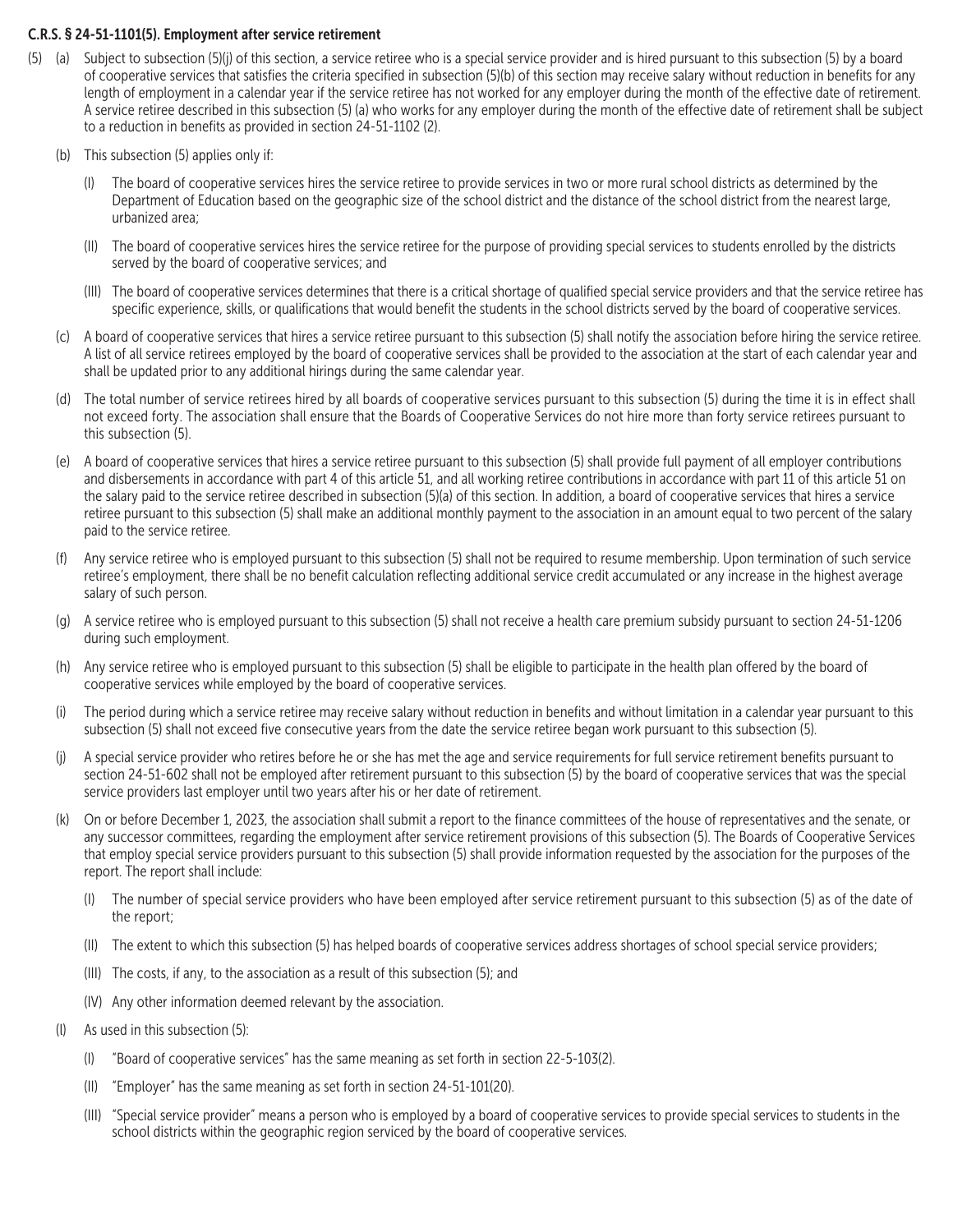**C.R.S. § 24-51-1101(5). Employment after service retirement**

(5) (a) Subject to subsection (5)(j) of this section, a service retiree who is a special service provider and is hired pursuant to this subsection (5) by a board of cooperative services that satisfies the criteria specified in subsection (5)(b) of this section may receive salary without reduction in benefits for any length of employment in a calendar year if the service retiree has not worked for any employer during the month of the effective date of retirement. A service retiree described in this subsection (5) (a) who works for any employer during the month of the effective date of retirement shall be subject to a reduction in benefits as provided in section 24-51-1102 (2).

(b) This subsection (5) applies only if:

(I) The board of cooperative services hires the service retiree to provide services in two or more rural school districts as determined by the Department of Education based on the geographic size of the school district and the distance of the school district from the nearest large, urbanized area;

(II) The board of cooperative services hires the service retiree for the purpose of providing special services to students enrolled by the districts served by the board of cooperative services; and

(III) The board of cooperative services determines that there is a critical shortage of qualified special service providers and that the service retiree has specific experience, skills, or qualifications that would benefit the students in the school districts served by the board of cooperative services.

(c) A board of cooperative services that hires a service retiree pursuant to this subsection (5) shall notify the association before hiring the service retiree. A list of all service retirees employed by the board of cooperative services shall be provided to the association at the start of each calendar year and shall be updated prior to any additional hirings during the same calendar year.

(d) The total number of service retirees hired by all boards of cooperative services pursuant to this subsection (5) during the time it is in effect shall not exceed forty. The association shall ensure that the Boards of Cooperative Services do not hire more than forty service retirees pursuant to this subsection (5).

(e) A board of cooperative services that hires a service retiree pursuant to this subsection (5) shall provide full payment of all employer contributions and disbersements in accordance with part 4 of this article 51, and all working retiree contributions in accordance with part 11 of this article 51 on the salary paid to the service retiree described in subsection (5)(a) of this section. In addition, a board of cooperative services that hires a service retiree pursuant to this subsection (5) shall make an additional monthly payment to the association in an amount equal to two percent of the salary paid to the service retiree.

(f) Any service retiree who is employed pursuant to this subsection (5) shall not be required to resume membership. Upon termination of such service retiree's employment, there shall be no benefit calculation reflecting additional service credit accumulated or any increase in the highest average salary of such person.

(g) A service retiree who is employed pursuant to this subsection (5) shall not receive a health care premium subsidy pursuant to section 24-51-1206 during such employment.

(h) Any service retiree who is employed pursuant to this subsection (5) shall be eligible to participate in the health plan offered by the board of cooperative services while employed by the board of cooperative services.

(i) The period during which a service retiree may receive salary without reduction in benefits and without limitation in a calendar year pursuant to this subsection (5) shall not exceed five consecutive years from the date the service retiree began work pursuant to this subsection (5).

(j) A special service provider who retires before he or she has met the age and service requirements for full service retirement benefits pursuant to section 24-51-602 shall not be employed after retirement pursuant to this subsection (5) by the board of cooperative services that was the special service providers last employer until two years after his or her date of retirement.

(k) On or before December 1, 2023, the association shall submit a report to the finance committees of the house of representatives and the senate, or any successor committees, regarding the employment after service retirement provisions of this subsection (5). The Boards of Cooperative Services that employ special service providers pursuant to this subsection (5) shall provide information requested by the association for the purposes of the report. The report shall include:

(I) The number of special service providers who have been employed after service retirement pursuant to this subsection (5) as of the date of the report;

(II) The extent to which this subsection (5) has helped boards of cooperative services address shortages of school special service providers;

(III) The costs, if any, to the association as a result of this subsection (5); and

(IV) Any other information deemed relevant by the association.

(l) As used in this subsection (5):

(I) "Board of cooperative services" has the same meaning as set forth in section 22-5-103(2).

(II) "Employer" has the same meaning as set forth in section 24-51-101(20).

(III) "Special service provider" means a person who is employed by a board of cooperative services to provide special services to students in the school districts within the geographic region serviced by the board of cooperative services.